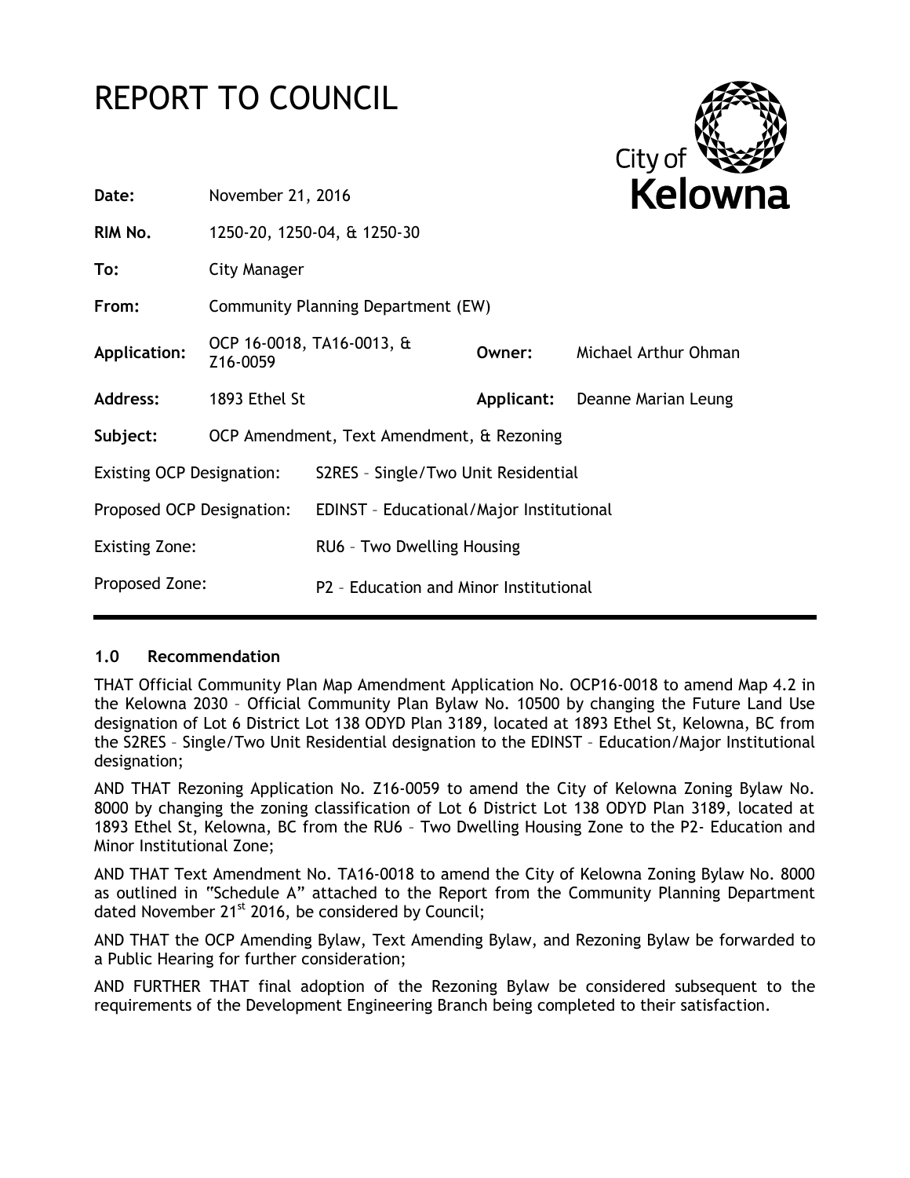# REPORT TO COUNCIL

| | | | |
|---|---|---|---|
| **Date:** | November 21, 2016 | | |
| **RIM No.** | 1250-20, 1250-04, & 1250-30 | | |
| **To:** | City Manager | | |
| **From:** | Community Planning Department (EW) | | |
| **Application:** | OCP 16-0018, TA16-0013, & Z16-0059 | **Owner:** | Michael Arthur Ohman |
| **Address:** | 1893 Ethel St | **Applicant:** | Deanne Marian Leung |
| **Subject:** | OCP Amendment, Text Amendment, & Rezoning | | |

| | |
|---|---|
| Existing OCP Designation: | S2RES – Single/Two Unit Residential |
| Proposed OCP Designation: | EDINST – Educational/Major Institutional |
| Existing Zone: | RU6 – Two Dwelling Housing |
| Proposed Zone: | P2 – Education and Minor Institutional |

## 1.0 Recommendation

THAT Official Community Plan Map Amendment Application No. OCP16-0018 to amend Map 4.2 in the Kelowna 2030 – Official Community Plan Bylaw No. 10500 by changing the Future Land Use designation of Lot 6 District Lot 138 ODYD Plan 3189, located at 1893 Ethel St, Kelowna, BC from the S2RES – Single/Two Unit Residential designation to the EDINST – Education/Major Institutional designation;

AND THAT Rezoning Application No. Z16-0059 to amend the City of Kelowna Zoning Bylaw No. 8000 by changing the zoning classification of Lot 6 District Lot 138 ODYD Plan 3189, located at 1893 Ethel St, Kelowna, BC from the RU6 – Two Dwelling Housing Zone to the P2- Education and Minor Institutional Zone;

AND THAT Text Amendment No. TA16-0018 to amend the City of Kelowna Zoning Bylaw No. 8000 as outlined in "Schedule A" attached to the Report from the Community Planning Department dated November 21st 2016, be considered by Council;

AND THAT the OCP Amending Bylaw, Text Amending Bylaw, and Rezoning Bylaw be forwarded to a Public Hearing for further consideration;

AND FURTHER THAT final adoption of the Rezoning Bylaw be considered subsequent to the requirements of the Development Engineering Branch being completed to their satisfaction.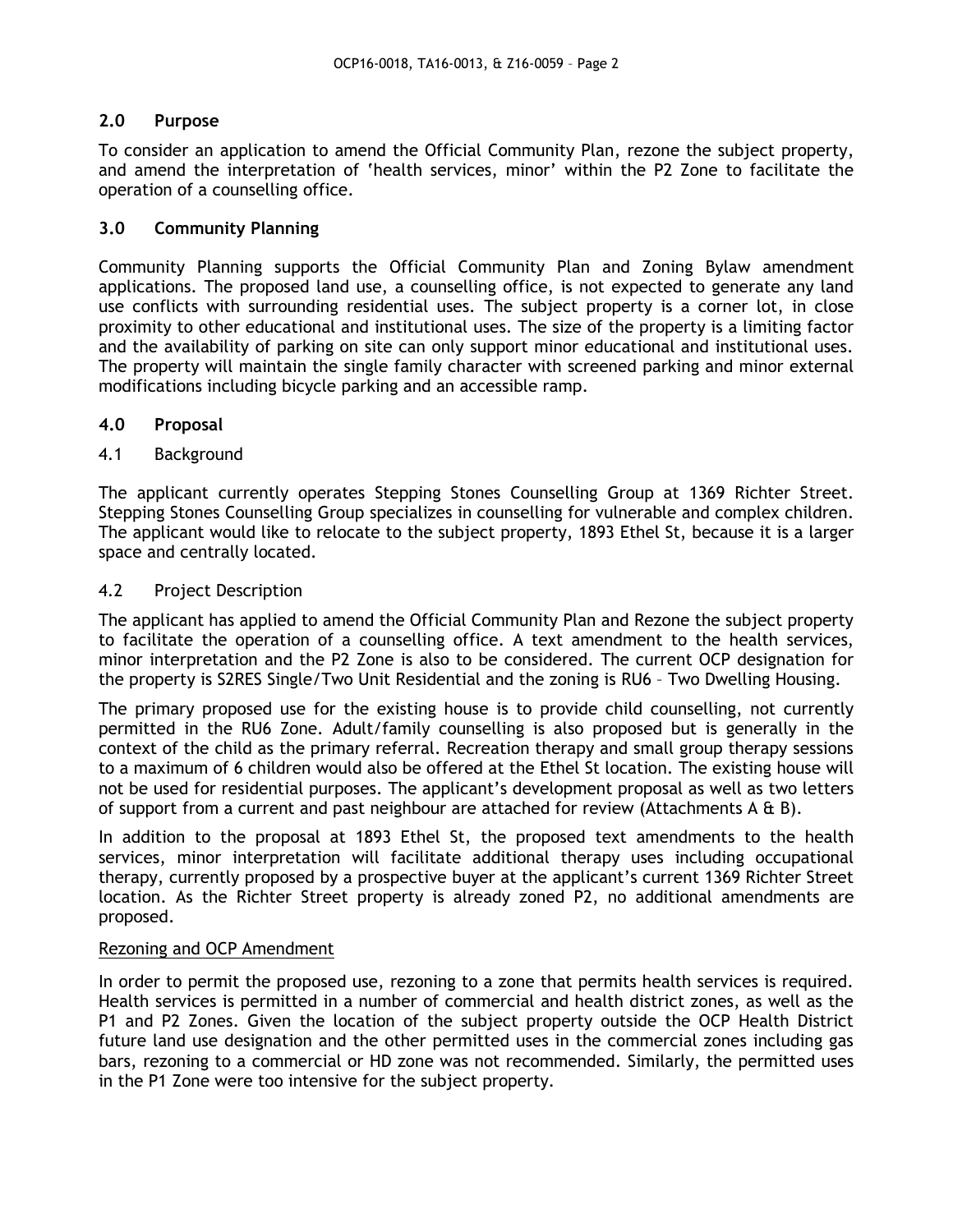## 2.0 Purpose

To consider an application to amend the Official Community Plan, rezone the subject property, and amend the interpretation of 'health services, minor' within the P2 Zone to facilitate the operation of a counselling office.

## 3.0 Community Planning

Community Planning supports the Official Community Plan and Zoning Bylaw amendment applications. The proposed land use, a counselling office, is not expected to generate any land use conflicts with surrounding residential uses. The subject property is a corner lot, in close proximity to other educational and institutional uses. The size of the property is a limiting factor and the availability of parking on site can only support minor educational and institutional uses. The property will maintain the single family character with screened parking and minor external modifications including bicycle parking and an accessible ramp.

## 4.0 Proposal

### 4.1 Background

The applicant currently operates Stepping Stones Counselling Group at 1369 Richter Street. Stepping Stones Counselling Group specializes in counselling for vulnerable and complex children. The applicant would like to relocate to the subject property, 1893 Ethel St, because it is a larger space and centrally located.

### 4.2 Project Description

The applicant has applied to amend the Official Community Plan and Rezone the subject property to facilitate the operation of a counselling office. A text amendment to the health services, minor interpretation and the P2 Zone is also to be considered. The current OCP designation for the property is S2RES Single/Two Unit Residential and the zoning is RU6 – Two Dwelling Housing.

The primary proposed use for the existing house is to provide child counselling, not currently permitted in the RU6 Zone. Adult/family counselling is also proposed but is generally in the context of the child as the primary referral. Recreation therapy and small group therapy sessions to a maximum of 6 children would also be offered at the Ethel St location. The existing house will not be used for residential purposes. The applicant's development proposal as well as two letters of support from a current and past neighbour are attached for review (Attachments A & B).

In addition to the proposal at 1893 Ethel St, the proposed text amendments to the health services, minor interpretation will facilitate additional therapy uses including occupational therapy, currently proposed by a prospective buyer at the applicant's current 1369 Richter Street location. As the Richter Street property is already zoned P2, no additional amendments are proposed.

<u>Rezoning and OCP Amendment</u>

In order to permit the proposed use, rezoning to a zone that permits health services is required. Health services is permitted in a number of commercial and health district zones, as well as the P1 and P2 Zones. Given the location of the subject property outside the OCP Health District future land use designation and the other permitted uses in the commercial zones including gas bars, rezoning to a commercial or HD zone was not recommended. Similarly, the permitted uses in the P1 Zone were too intensive for the subject property.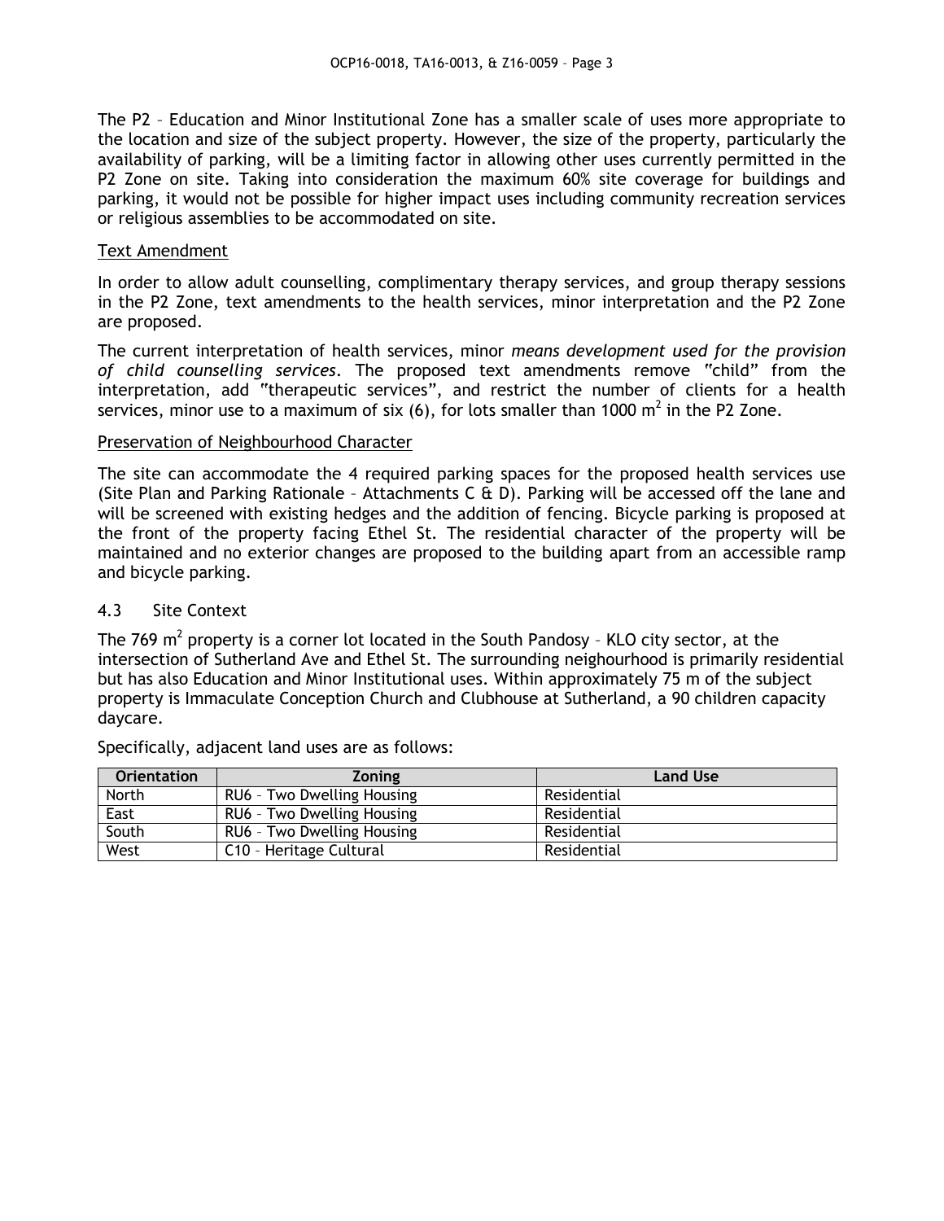The P2 – Education and Minor Institutional Zone has a smaller scale of uses more appropriate to the location and size of the subject property. However, the size of the property, particularly the availability of parking, will be a limiting factor in allowing other uses currently permitted in the P2 Zone on site. Taking into consideration the maximum 60% site coverage for buildings and parking, it would not be possible for higher impact uses including community recreation services or religious assemblies to be accommodated on site.

Text Amendment

In order to allow adult counselling, complimentary therapy services, and group therapy sessions in the P2 Zone, text amendments to the health services, minor interpretation and the P2 Zone are proposed.

The current interpretation of health services, minor *means development used for the provision of child counselling services*. The proposed text amendments remove "child" from the interpretation, add "therapeutic services", and restrict the number of clients for a health services, minor use to a maximum of six (6), for lots smaller than 1000 m$^2$ in the P2 Zone.

Preservation of Neighbourhood Character

The site can accommodate the 4 required parking spaces for the proposed health services use (Site Plan and Parking Rationale – Attachments C & D). Parking will be accessed off the lane and will be screened with existing hedges and the addition of fencing. Bicycle parking is proposed at the front of the property facing Ethel St. The residential character of the property will be maintained and no exterior changes are proposed to the building apart from an accessible ramp and bicycle parking.

### 4.3 Site Context

The 769 m$^2$ property is a corner lot located in the South Pandosy – KLO city sector, at the intersection of Sutherland Ave and Ethel St. The surrounding neighourhood is primarily residential but has also Education and Minor Institutional uses. Within approximately 75 m of the subject property is Immaculate Conception Church and Clubhouse at Sutherland, a 90 children capacity daycare.

Specifically, adjacent land uses are as follows:

| Orientation | Zoning | Land Use |
|---|---|---|
| North | RU6 – Two Dwelling Housing | Residential |
| East | RU6 – Two Dwelling Housing | Residential |
| South | RU6 – Two Dwelling Housing | Residential |
| West | C10 – Heritage Cultural | Residential |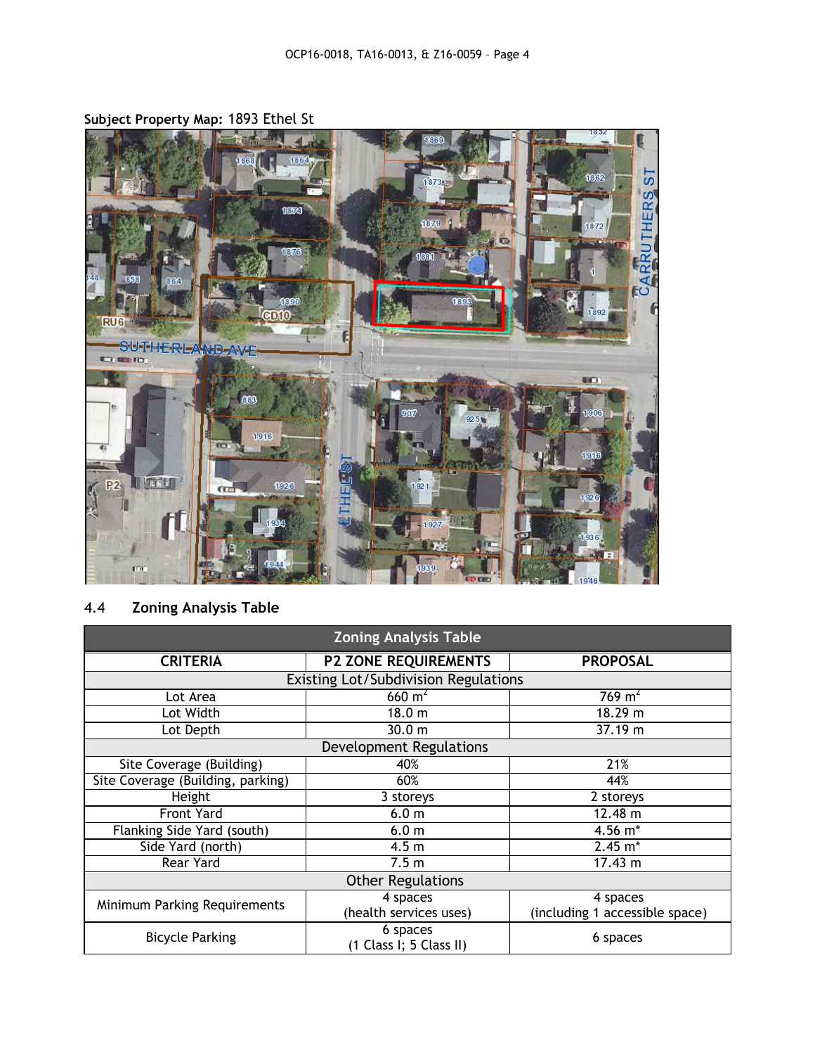**Subject Property Map:** 1893 Ethel St

## 4.4 Zoning Analysis Table

| Zoning Analysis Table | | |
|---|---|---|
| **CRITERIA** | **P2 ZONE REQUIREMENTS** | **PROPOSAL** |
| Existing Lot/Subdivision Regulations | | |
| Lot Area | 660 $m^2$ | 769 $m^2$ |
| Lot Width | 18.0 m | 18.29 m |
| Lot Depth | 30.0 m | 37.19 m |
| Development Regulations | | |
| Site Coverage (Building) | 40% | 21% |
| Site Coverage (Building, parking) | 60% | 44% |
| Height | 3 storeys | 2 storeys |
| Front Yard | 6.0 m | 12.48 m |
| Flanking Side Yard (south) | 6.0 m | 4.56 m* |
| Side Yard (north) | 4.5 m | 2.45 m* |
| Rear Yard | 7.5 m | 17.43 m |
| Other Regulations | | |
| Minimum Parking Requirements | 4 spaces (health services uses) | 4 spaces (including 1 accessible space) |
| Bicycle Parking | 6 spaces (1 Class I; 5 Class II) | 6 spaces |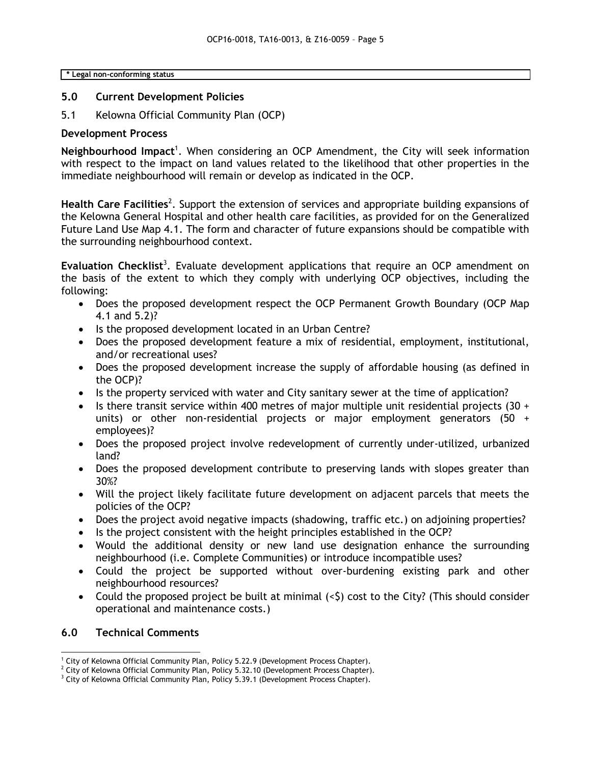| * Legal non-conforming status |
|---|

## 5.0 Current Development Policies

5.1 Kelowna Official Community Plan (OCP)

### Development Process

**Neighbourhood Impact**[1]. When considering an OCP Amendment, the City will seek information with respect to the impact on land values related to the likelihood that other properties in the immediate neighbourhood will remain or develop as indicated in the OCP.

**Health Care Facilities**[2]. Support the extension of services and appropriate building expansions of the Kelowna General Hospital and other health care facilities, as provided for on the Generalized Future Land Use Map 4.1. The form and character of future expansions should be compatible with the surrounding neighbourhood context.

**Evaluation Checklist**[3]. Evaluate development applications that require an OCP amendment on the basis of the extent to which they comply with underlying OCP objectives, including the following:

- Does the proposed development respect the OCP Permanent Growth Boundary (OCP Map 4.1 and 5.2)?
- Is the proposed development located in an Urban Centre?
- Does the proposed development feature a mix of residential, employment, institutional, and/or recreational uses?
- Does the proposed development increase the supply of affordable housing (as defined in the OCP)?
- Is the property serviced with water and City sanitary sewer at the time of application?
- Is there transit service within 400 metres of major multiple unit residential projects (30 + units) or other non-residential projects or major employment generators (50 + employees)?
- Does the proposed project involve redevelopment of currently under-utilized, urbanized land?
- Does the proposed development contribute to preserving lands with slopes greater than 30%?
- Will the project likely facilitate future development on adjacent parcels that meets the policies of the OCP?
- Does the project avoid negative impacts (shadowing, traffic etc.) on adjoining properties?
- Is the project consistent with the height principles established in the OCP?
- Would the additional density or new land use designation enhance the surrounding neighbourhood (i.e. Complete Communities) or introduce incompatible uses?
- Could the project be supported without over-burdening existing park and other neighbourhood resources?
- Could the proposed project be built at minimal (<$) cost to the City? (This should consider operational and maintenance costs.)

## 6.0 Technical Comments

[1] City of Kelowna Official Community Plan, Policy 5.22.9 (Development Process Chapter).
[2] City of Kelowna Official Community Plan, Policy 5.32.10 (Development Process Chapter).
[3] City of Kelowna Official Community Plan, Policy 5.39.1 (Development Process Chapter).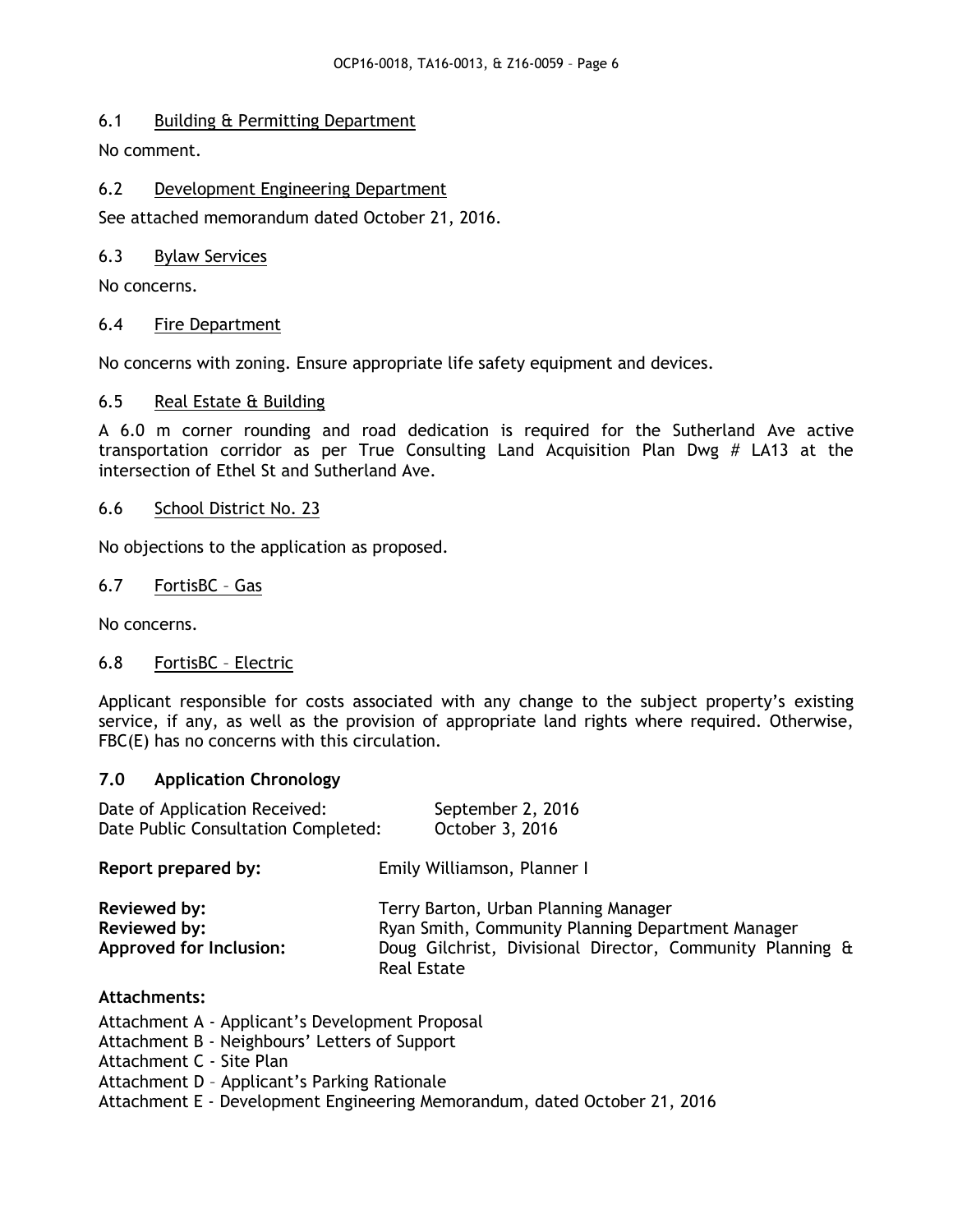### 6.1 Building & Permitting Department

No comment.

### 6.2 Development Engineering Department

See attached memorandum dated October 21, 2016.

### 6.3 Bylaw Services

No concerns.

### 6.4 Fire Department

No concerns with zoning. Ensure appropriate life safety equipment and devices.

### 6.5 Real Estate & Building

A 6.0 m corner rounding and road dedication is required for the Sutherland Ave active transportation corridor as per True Consulting Land Acquisition Plan Dwg # LA13 at the intersection of Ethel St and Sutherland Ave.

### 6.6 School District No. 23

No objections to the application as proposed.

### 6.7 FortisBC – Gas

No concerns.

### 6.8 FortisBC – Electric

Applicant responsible for costs associated with any change to the subject property's existing service, if any, as well as the provision of appropriate land rights where required. Otherwise, FBC(E) has no concerns with this circulation.

## 7.0 Application Chronology

Date of Application Received: September 2, 2016
Date Public Consultation Completed: October 3, 2016

**Report prepared by:** Emily Williamson, Planner I

**Reviewed by:** Terry Barton, Urban Planning Manager
**Reviewed by:** Ryan Smith, Community Planning Department Manager
**Approved for Inclusion:** Doug Gilchrist, Divisional Director, Community Planning & Real Estate

**Attachments:**

Attachment A - Applicant's Development Proposal
Attachment B - Neighbours' Letters of Support
Attachment C - Site Plan
Attachment D – Applicant's Parking Rationale
Attachment E - Development Engineering Memorandum, dated October 21, 2016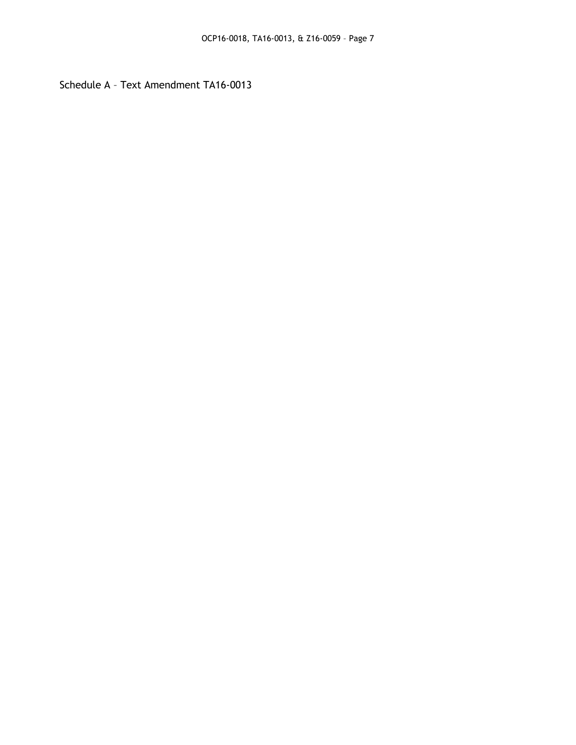Schedule A – Text Amendment TA16-0013